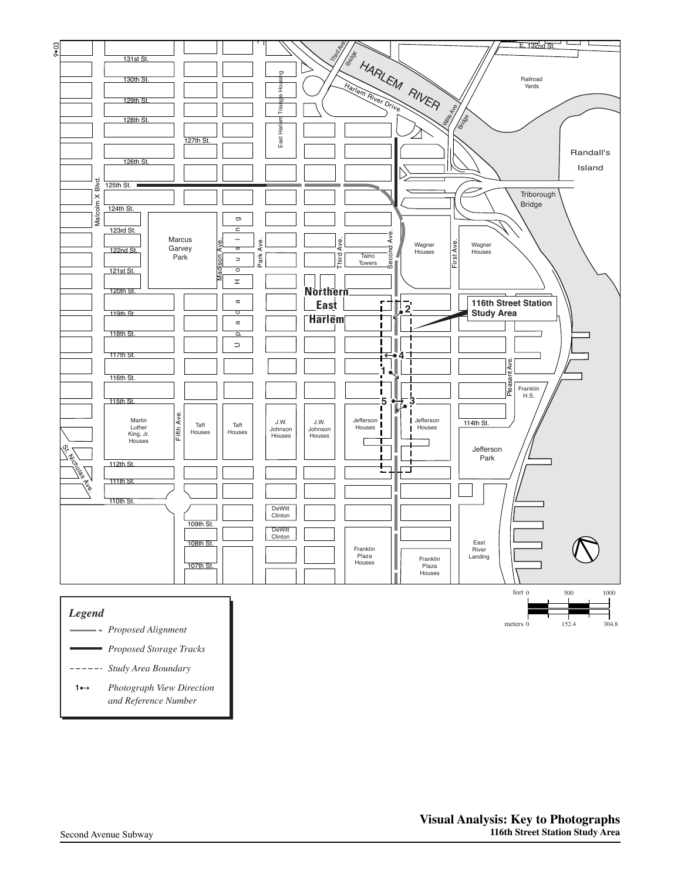## Legend

- Proposed Alignment
- Proposed Storage Tracks
- Study Area Boundary
- 1↔ Photograph View Direction and Reference Number

**Visual Analysis: Key to Photographs**
**116th Street Station Study Area**

Second Avenue Subway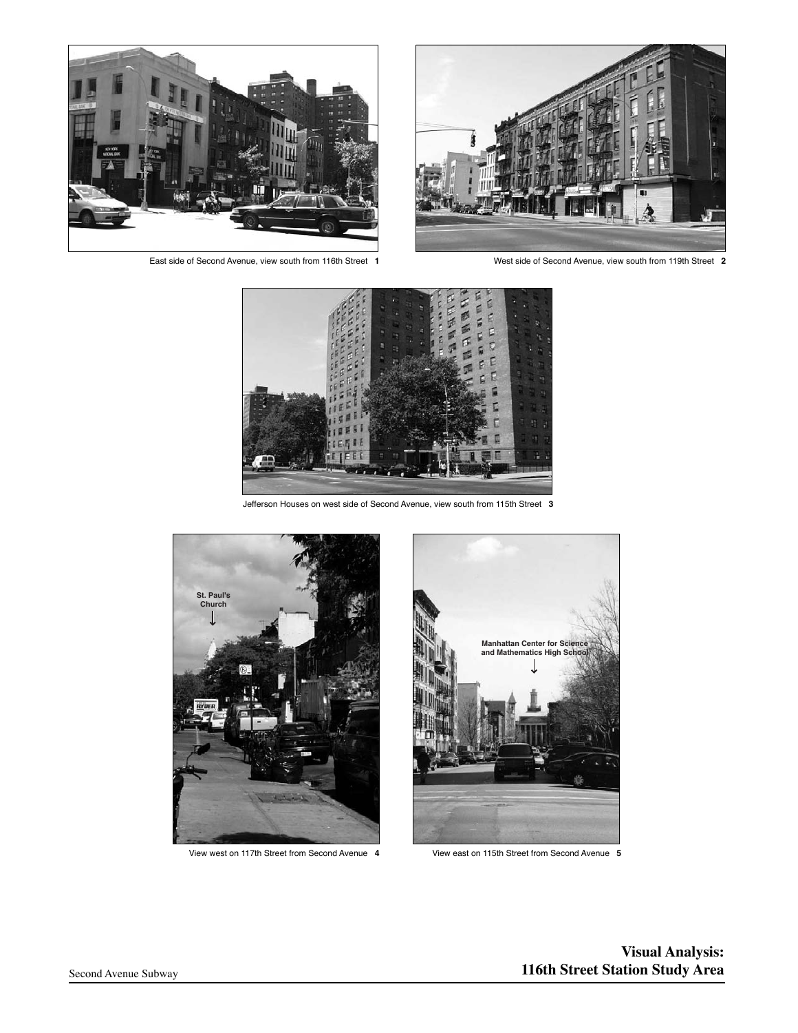East side of Second Avenue, view south from 116th Street **1**

West side of Second Avenue, view south from 119th Street **2**

Jefferson Houses on west side of Second Avenue, view south from 115th Street **3**

View west on 117th Street from Second Avenue **4**

View east on 115th Street from Second Avenue **5**

Second Avenue Subway

**Visual Analysis: 116th Street Station Study Area**